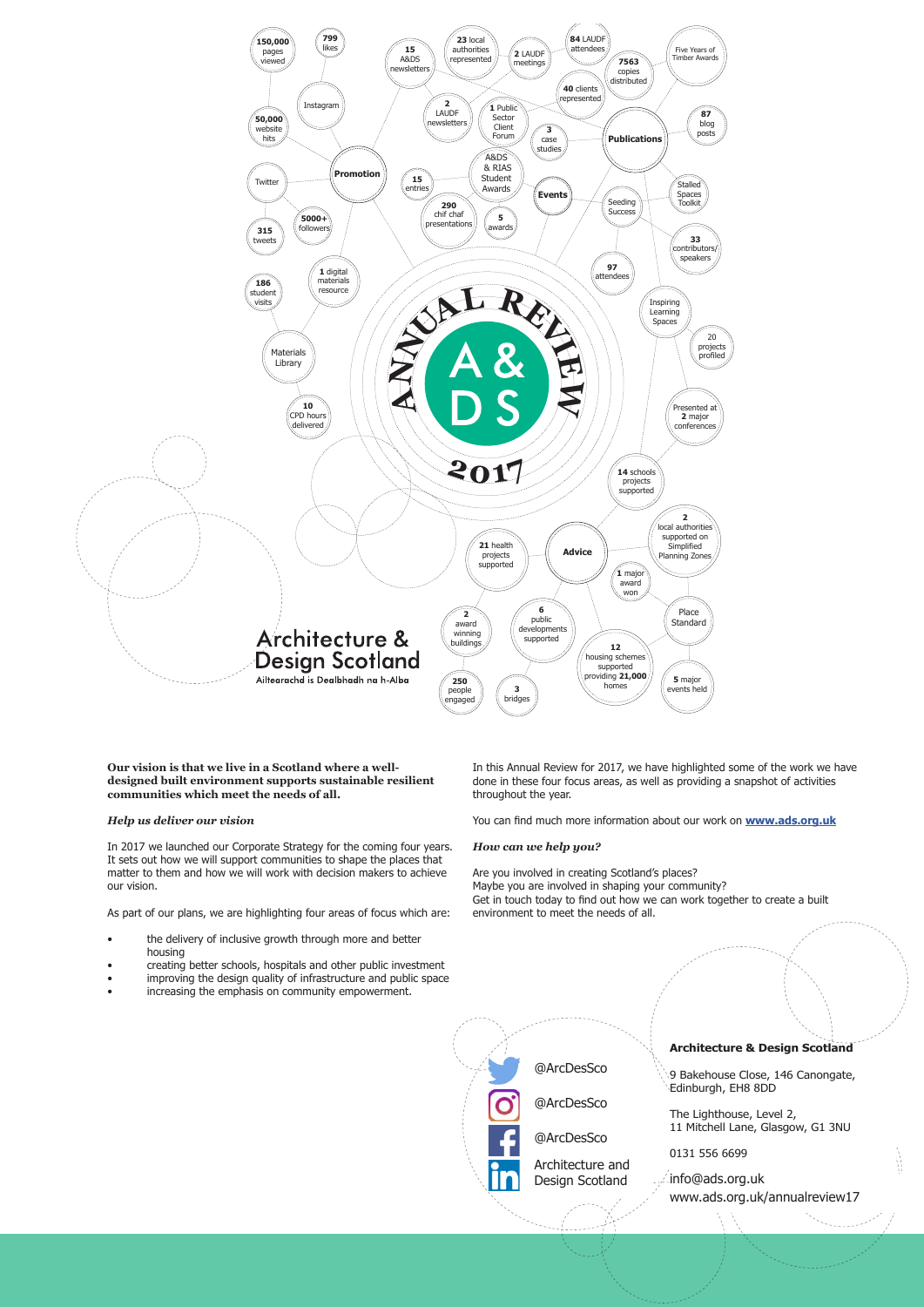# ANNUAL REVIEW A&DS 2017

**Promotion**

- **150,000** pages viewed
- **799** likes
- Instagram
- **50,000** website hits
- Twitter
- **5000+** followers
- **315** tweets
- **1** digital materials resource
- **186** student visits
- Materials Library
- **10** CPD hours delivered
- **15** A&DS newsletters

**Events**

- **23** local authorities represented
- **2** LAUDF meetings
- **84** LAUDF attendees
- **2** LAUDF newsletters
- **1** Public Sector Client Forum
- **40** clients represented
- A&DS & RIAS Student Awards
- **15** entries
- **290** chif chaf presentations
- **5** awards
- Seeding Success
- **97** attendees
- **33** contributors/speakers

**Publications**

- Five Years of Timber Awards
- **7563** copies distributed
- **87** blog posts
- **3** case studies
- Stalled Spaces Toolkit
- Inspiring Learning Spaces
- 20 projects profiled
- Presented at **2** major conferences

**Advice**

- **14** schools projects supported
- **2** local authorities supported on Simplified Planning Zones
- **21** health projects supported
- **1** major award won
- Place Standard
- **5** major events held
- **2** award winning buildings
- **6** public developments supported
- **12** housing schemes supported providing **21,000** homes
- **250** people engaged
- **3** bridges

Architecture & Design Scotland

Ailtearachd is Dealbhadh na h-Alba

**Our vision is that we live in a Scotland where a well-designed built environment supports sustainable resilient communities which meet the needs of all.**

***Help us deliver our vision***

In 2017 we launched our Corporate Strategy for the coming four years. It sets out how we will support communities to shape the places that matter to them and how we will work with decision makers to achieve our vision.

As part of our plans, we are highlighting four areas of focus which are:

- the delivery of inclusive growth through more and better housing
- creating better schools, hospitals and other public investment
- improving the design quality of infrastructure and public space
- increasing the emphasis on community empowerment.

In this Annual Review for 2017, we have highlighted some of the work we have done in these four focus areas, as well as providing a snapshot of activities throughout the year.

You can find much more information about our work on **www.ads.org.uk**

***How can we help you?***

Are you involved in creating Scotland's places?
Maybe you are involved in shaping your community?
Get in touch today to find out how we can work together to create a built environment to meet the needs of all.

@ArcDesSco

@ArcDesSco

@ArcDesSco

Architecture and Design Scotland

**Architecture & Design Scotland**

9 Bakehouse Close, 146 Canongate, Edinburgh, EH8 8DD

The Lighthouse, Level 2,
11 Mitchell Lane, Glasgow, G1 3NU

0131 556 6699

info@ads.org.uk
www.ads.org.uk/annualreview17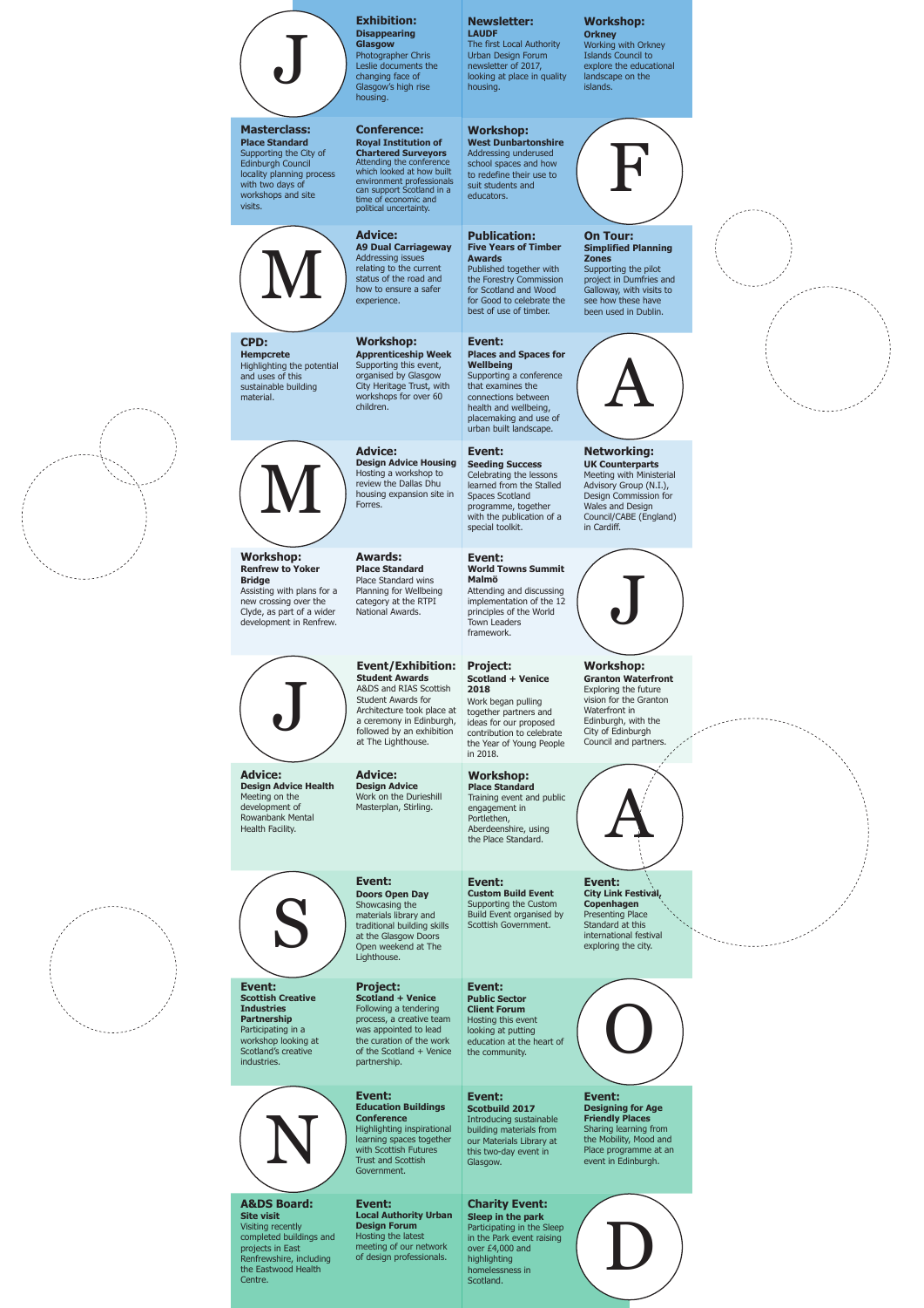## J

**Exhibition:**
**Disappearing Glasgow**
Photographer Chris Leslie documents the changing face of Glasgow's high rise housing.

**Newsletter:**
**LAUDF**
The first Local Authority Urban Design Forum newsletter of 2017, looking at place in quality housing.

**Workshop:**
**Orkney**
Working with Orkney Islands Council to explore the educational landscape on the islands.

**Masterclass:**
**Place Standard**
Supporting the City of Edinburgh Council locality planning process with two days of workshops and site visits.

**Conference:**
**Royal Institution of Chartered Surveyors**
Attending the conference which looked at how built environment professionals can support Scotland in a time of economic and political uncertainty.

**Workshop:**
**West Dunbartonshire**
Addressing underused school spaces and how to redefine their use to suit students and educators.

## F

## M

**Advice:**
**A9 Dual Carriageway**
Addressing issues relating to the current status of the road and how to ensure a safer experience.

**Publication:**
**Five Years of Timber Awards**
Published together with the Forestry Commission for Scotland and Wood for Good to celebrate the best of use of timber.

**On Tour:**
**Simplified Planning Zones**
Supporting the pilot project in Dumfries and Galloway, with visits to see how these have been used in Dublin.

**CPD:**
**Hempcrete**
Highlighting the potential and uses of this sustainable building material.

**Workshop:**
**Apprenticeship Week**
Supporting this event, organised by Glasgow City Heritage Trust, with workshops for over 60 children.

**Event:**
**Places and Spaces for Wellbeing**
Supporting a conference that examines the connections between health and wellbeing, placemaking and use of urban built landscape.

## A

## M

**Advice:**
**Design Advice Housing**
Hosting a workshop to review the Dallas Dhu housing expansion site in Forres.

**Event:**
**Seeding Success**
Celebrating the lessons learned from the Stalled Spaces Scotland programme, together with the publication of a special toolkit.

**Networking:**
**UK Counterparts**
Meeting with Ministerial Advisory Group (N.I.), Design Commission for Wales and Design Council/CABE (England) in Cardiff.

**Workshop:**
**Renfrew to Yoker Bridge**
Assisting with plans for a new crossing over the Clyde, as part of a wider development in Renfrew.

**Awards:**
**Place Standard**
Place Standard wins Planning for Wellbeing category at the RTPI National Awards.

**Event:**
**World Towns Summit Malmö**
Attending and discussing implementation of the 12 principles of the World Town Leaders framework.

## J

## J

**Event/Exhibition:**
**Student Awards**
A&DS and RIAS Scottish Student Awards for Architecture took place at a ceremony in Edinburgh, followed by an exhibition at The Lighthouse.

**Project:**
**Scotland + Venice 2018**
Work began pulling together partners and ideas for our proposed contribution to celebrate the Year of Young People in 2018.

**Workshop:**
**Granton Waterfront**
Exploring the future vision for the Granton Waterfront in Edinburgh, with the City of Edinburgh Council and partners.

**Advice:**
**Design Advice Health**
Meeting on the development of Rowanbank Mental Health Facility.

**Advice:**
**Design Advice**
Work on the Durieshill Masterplan, Stirling.

**Workshop:**
**Place Standard**
Training event and public engagement in Portlethen, Aberdeenshire, using the Place Standard.

## A

## S

**Event:**
**Doors Open Day**
Showcasing the materials library and traditional building skills at the Glasgow Doors Open weekend at The Lighthouse.

**Event:**
**Custom Build Event**
Supporting the Custom Build Event organised by Scottish Government.

**Event:**
**City Link Festival, Copenhagen**
Presenting Place Standard at this international festival exploring the city.

**Event:**
**Scottish Creative Industries Partnership**
Participating in a workshop looking at Scotland's creative industries.

**Project:**
**Scotland + Venice**
Following a tendering process, a creative team was appointed to lead the curation of the work of the Scotland + Venice partnership.

**Event:**
**Public Sector Client Forum**
Hosting this event looking at putting education at the heart of the community.

## O

## N

**Event:**
**Education Buildings Conference**
Highlighting inspirational learning spaces together with Scottish Futures Trust and Scottish Government.

**Event:**
**Scotbuild 2017**
Introducing sustainable building materials from our Materials Library at this two-day event in Glasgow.

**Event:**
**Designing for Age Friendly Places**
Sharing learning from the Mobility, Mood and Place programme at an event in Edinburgh.

**A&DS Board:**
**Site visit**
Visiting recently completed buildings and projects in East Renfrewshire, including the Eastwood Health Centre.

**Event:**
**Local Authority Urban Design Forum**
Hosting the latest meeting of our network of design professionals.

**Charity Event:**
**Sleep in the park**
Participating in the Sleep in the Park event raising over £4,000 and highlighting homelessness in Scotland.

## D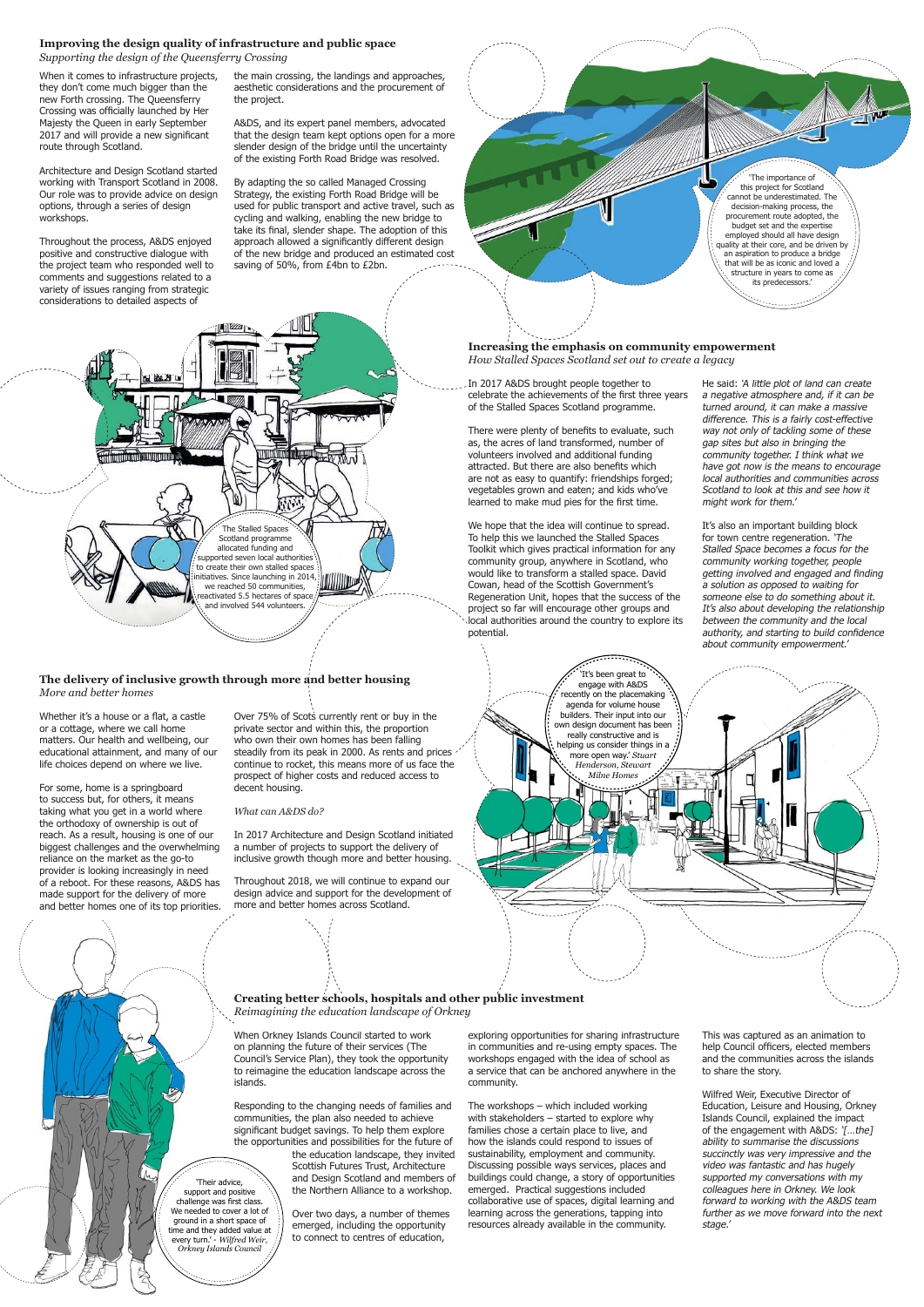## Improving the design quality of infrastructure and public space

*Supporting the design of the Queensferry Crossing*

When it comes to infrastructure projects, they don't come much bigger than the new Forth crossing. The Queensferry Crossing was officially launched by Her Majesty the Queen in early September 2017 and will provide a new significant route through Scotland.

Architecture and Design Scotland started working with Transport Scotland in 2008. Our role was to provide advice on design options, through a series of design workshops.

Throughout the process, A&DS enjoyed positive and constructive dialogue with the project team who responded well to comments and suggestions related to a variety of issues ranging from strategic considerations to detailed aspects of the main crossing, the landings and approaches, aesthetic considerations and the procurement of the project.

A&DS, and its expert panel members, advocated that the design team kept options open for a more slender design of the bridge until the uncertainty of the existing Forth Road Bridge was resolved.

By adapting the so called Managed Crossing Strategy, the existing Forth Road Bridge will be used for public transport and active travel, such as cycling and walking, enabling the new bridge to take its final, slender shape. The adoption of this approach allowed a significantly different design of the new bridge and produced an estimated cost saving of 50%, from £4bn to £2bn.

'The importance of this project for Scotland cannot be underestimated. The decision-making process, the procurement route adopted, the budget set and the expertise employed should all have design quality at their core, and be driven by an aspiration to produce a bridge that will be as iconic and loved a structure in years to come as its predecessors.'

## Increasing the emphasis on community empowerment

*How Stalled Spaces Scotland set out to create a legacy*

In 2017 A&DS brought people together to celebrate the achievements of the first three years of the Stalled Spaces Scotland programme.

There were plenty of benefits to evaluate, such as, the acres of land transformed, number of volunteers involved and additional funding attracted. But there are also benefits which are not as easy to quantify: friendships forged; vegetables grown and eaten; and kids who've learned to make mud pies for the first time.

We hope that the idea will continue to spread. To help this we launched the Stalled Spaces Toolkit which gives practical information for any community group, anywhere in Scotland, who would like to transform a stalled space. David Cowan, head of the Scottish Government's Regeneration Unit, hopes that the success of the project so far will encourage other groups and local authorities around the country to explore its potential.

He said: *'A little plot of land can create a negative atmosphere and, if it can be turned around, it can make a massive difference. This is a fairly cost-effective way not only of tackling some of these gap sites but also in bringing the community together. I think what we have got now is the means to encourage local authorities and communities across Scotland to look at this and see how it might work for them.'*

It's also an important building block for town centre regeneration. *'The Stalled Space becomes a focus for the community working together, people getting involved and engaged and finding a solution as opposed to waiting for someone else to do something about it. It's also about developing the relationship between the community and the local authority, and starting to build confidence about community empowerment.'*

The Stalled Spaces Scotland programme allocated funding and supported seven local authorities to create their own stalled spaces initiatives. Since launching in 2014, we reached 50 communities, reactivated 5.5 hectares of space and involved 544 volunteers.

## The delivery of inclusive growth through more and better housing

*More and better homes*

Whether it's a house or a flat, a castle or a cottage, where we call home matters. Our health and wellbeing, our educational attainment, and many of our life choices depend on where we live.

For some, home is a springboard to success but, for others, it means taking what you get in a world where the orthodoxy of ownership is out of reach. As a result, housing is one of our biggest challenges and the overwhelming reliance on the market as the go-to provider is looking increasingly in need of a reboot. For these reasons, A&DS has made support for the delivery of more and better homes one of its top priorities.

Over 75% of Scots currently rent or buy in the private sector and within this, the proportion who own their own homes has been falling steadily from its peak in 2000. As rents and prices continue to rocket, this means more of us face the prospect of higher costs and reduced access to decent housing.

*What can A&DS do?*

In 2017 Architecture and Design Scotland initiated a number of projects to support the delivery of inclusive growth though more and better housing.

Throughout 2018, we will continue to expand our design advice and support for the development of more and better homes across Scotland.

'It's been great to engage with A&DS recently on the placemaking agenda for volume house builders. Their input into our own design document has been really constructive and is helping us consider things in a more open way.' *Stuart Henderson, Stewart Milne Homes*

## Creating better schools, hospitals and other public investment

*Reimagining the education landscape of Orkney*

When Orkney Islands Council started to work on planning the future of their services (The Council's Service Plan), they took the opportunity to reimagine the education landscape across the islands.

Responding to the changing needs of families and communities, the plan also needed to achieve significant budget savings. To help them explore the opportunities and possibilities for the future of the education landscape, they invited Scottish Futures Trust, Architecture and Design Scotland and members of the Northern Alliance to a workshop.

Over two days, a number of themes emerged, including the opportunity to connect to centres of education, exploring opportunities for sharing infrastructure in communities and re-using empty spaces. The workshops engaged with the idea of school as a service that can be anchored anywhere in the community.

The workshops – which included working with stakeholders – started to explore why families chose a certain place to live, and how the islands could respond to issues of sustainability, employment and community. Discussing possible ways services, places and buildings could change, a story of opportunities emerged. Practical suggestions included collaborative use of spaces, digital learning and learning across the generations, tapping into resources already available in the community.

This was captured as an animation to help Council officers, elected members and the communities across the islands to share the story.

Wilfred Weir, Executive Director of Education, Leisure and Housing, Orkney Islands Council, explained the impact of the engagement with A&DS: *'[...the] ability to summarise the discussions succinctly was very impressive and the video was fantastic and has hugely supported my conversations with my colleagues here in Orkney. We look forward to working with the A&DS team further as we move forward into the next stage.'*

'Their advice, support and positive challenge was first class. We needed to cover a lot of ground in a short space of time and they added value at every turn.' - *Wilfred Weir, Orkney Islands Council*